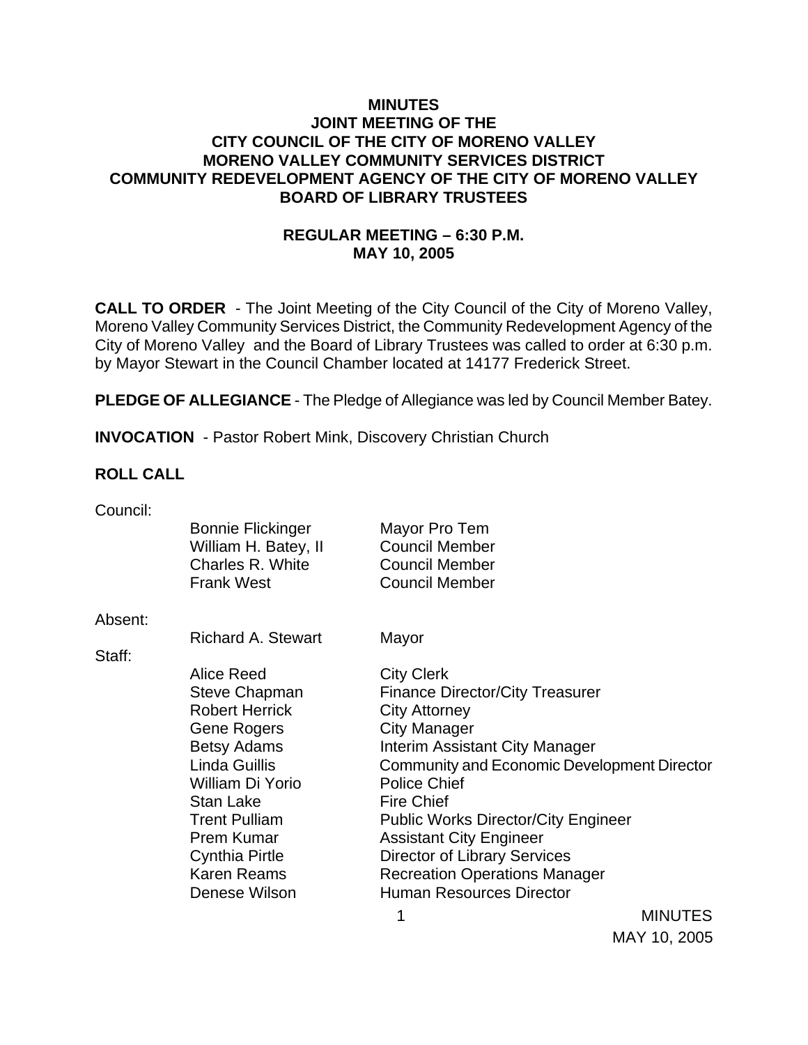# MINUTES
# JOINT MEETING OF THE
# CITY COUNCIL OF THE CITY OF MORENO VALLEY
# MORENO VALLEY COMMUNITY SERVICES DISTRICT
# COMMUNITY REDEVELOPMENT AGENCY OF THE CITY OF MORENO VALLEY
# BOARD OF LIBRARY TRUSTEES

## REGULAR MEETING – 6:30 P.M.
## MAY 10, 2005

**CALL TO ORDER** - The Joint Meeting of the City Council of the City of Moreno Valley, Moreno Valley Community Services District, the Community Redevelopment Agency of the City of Moreno Valley and the Board of Library Trustees was called to order at 6:30 p.m. by Mayor Stewart in the Council Chamber located at 14177 Frederick Street.

**PLEDGE OF ALLEGIANCE** - The Pledge of Allegiance was led by Council Member Batey.

**INVOCATION** - Pastor Robert Mink, Discovery Christian Church

**ROLL CALL**

Council:

| | |
|---|---|
| Bonnie Flickinger | Mayor Pro Tem |
| William H. Batey, II | Council Member |
| Charles R. White | Council Member |
| Frank West | Council Member |

Absent:

| | |
|---|---|
| Richard A. Stewart | Mayor |

Staff:

| | |
|---|---|
| Alice Reed | City Clerk |
| Steve Chapman | Finance Director/City Treasurer |
| Robert Herrick | City Attorney |
| Gene Rogers | City Manager |
| Betsy Adams | Interim Assistant City Manager |
| Linda Guillis | Community and Economic Development Director |
| William Di Yorio | Police Chief |
| Stan Lake | Fire Chief |
| Trent Pulliam | Public Works Director/City Engineer |
| Prem Kumar | Assistant City Engineer |
| Cynthia Pirtle | Director of Library Services |
| Karen Reams | Recreation Operations Manager |
| Denese Wilson | Human Resources Director |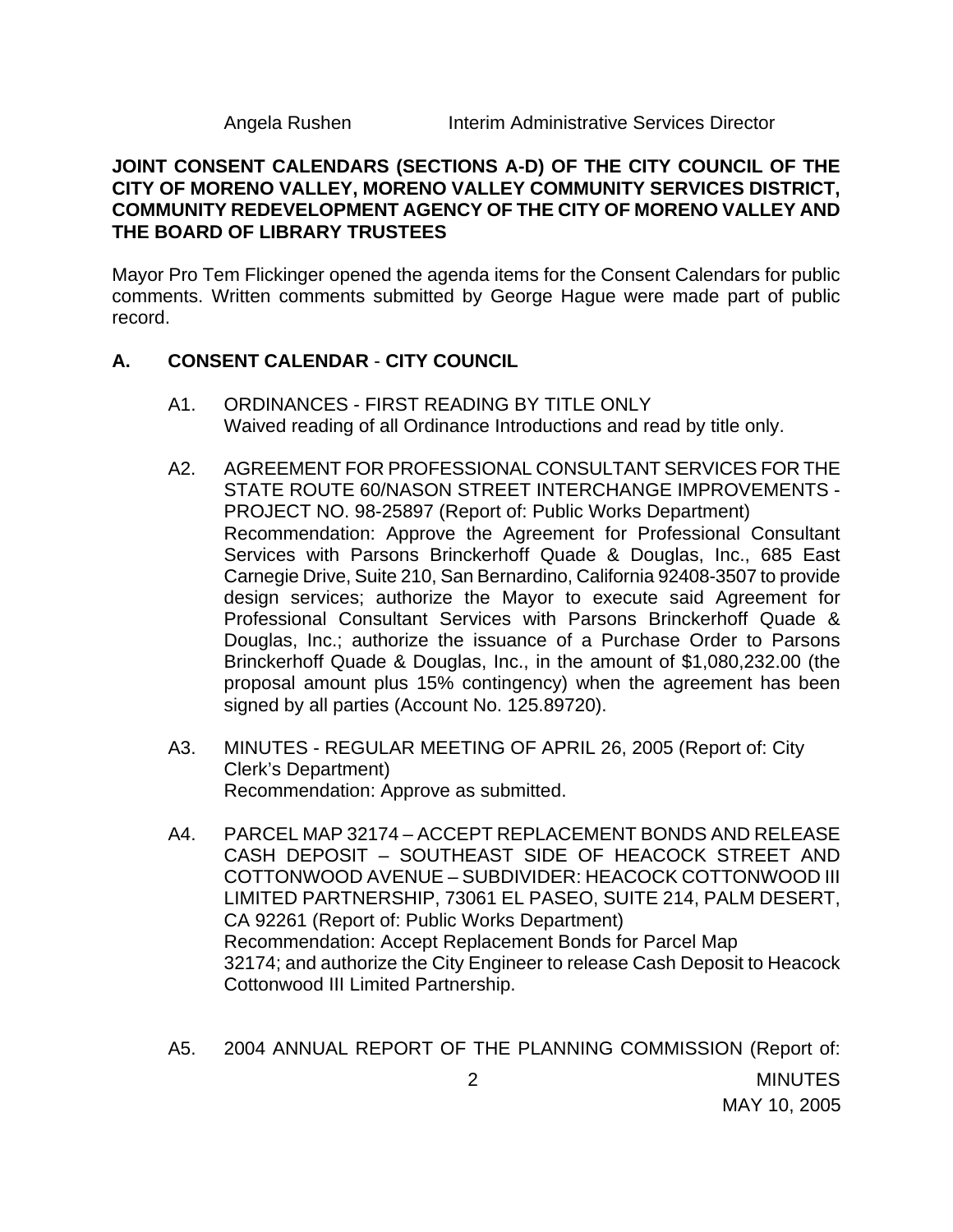Angela Rushen Interim Administrative Services Director

**JOINT CONSENT CALENDARS (SECTIONS A-D) OF THE CITY COUNCIL OF THE CITY OF MORENO VALLEY, MORENO VALLEY COMMUNITY SERVICES DISTRICT, COMMUNITY REDEVELOPMENT AGENCY OF THE CITY OF MORENO VALLEY AND THE BOARD OF LIBRARY TRUSTEES**

Mayor Pro Tem Flickinger opened the agenda items for the Consent Calendars for public comments. Written comments submitted by George Hague were made part of public record.

**A. CONSENT CALENDAR - CITY COUNCIL**

A1. ORDINANCES - FIRST READING BY TITLE ONLY
Waived reading of all Ordinance Introductions and read by title only.

A2. AGREEMENT FOR PROFESSIONAL CONSULTANT SERVICES FOR THE STATE ROUTE 60/NASON STREET INTERCHANGE IMPROVEMENTS - PROJECT NO. 98-25897 (Report of: Public Works Department)
Recommendation: Approve the Agreement for Professional Consultant Services with Parsons Brinckerhoff Quade & Douglas, Inc., 685 East Carnegie Drive, Suite 210, San Bernardino, California 92408-3507 to provide design services; authorize the Mayor to execute said Agreement for Professional Consultant Services with Parsons Brinckerhoff Quade & Douglas, Inc.; authorize the issuance of a Purchase Order to Parsons Brinckerhoff Quade & Douglas, Inc., in the amount of $1,080,232.00 (the proposal amount plus 15% contingency) when the agreement has been signed by all parties (Account No. 125.89720).

A3. MINUTES - REGULAR MEETING OF APRIL 26, 2005 (Report of: City Clerk's Department)
Recommendation: Approve as submitted.

A4. PARCEL MAP 32174 – ACCEPT REPLACEMENT BONDS AND RELEASE CASH DEPOSIT – SOUTHEAST SIDE OF HEACOCK STREET AND COTTONWOOD AVENUE – SUBDIVIDER: HEACOCK COTTONWOOD III LIMITED PARTNERSHIP, 73061 EL PASEO, SUITE 214, PALM DESERT, CA 92261 (Report of: Public Works Department)
Recommendation: Accept Replacement Bonds for Parcel Map 32174; and authorize the City Engineer to release Cash Deposit to Heacock Cottonwood III Limited Partnership.

A5. 2004 ANNUAL REPORT OF THE PLANNING COMMISSION (Report of: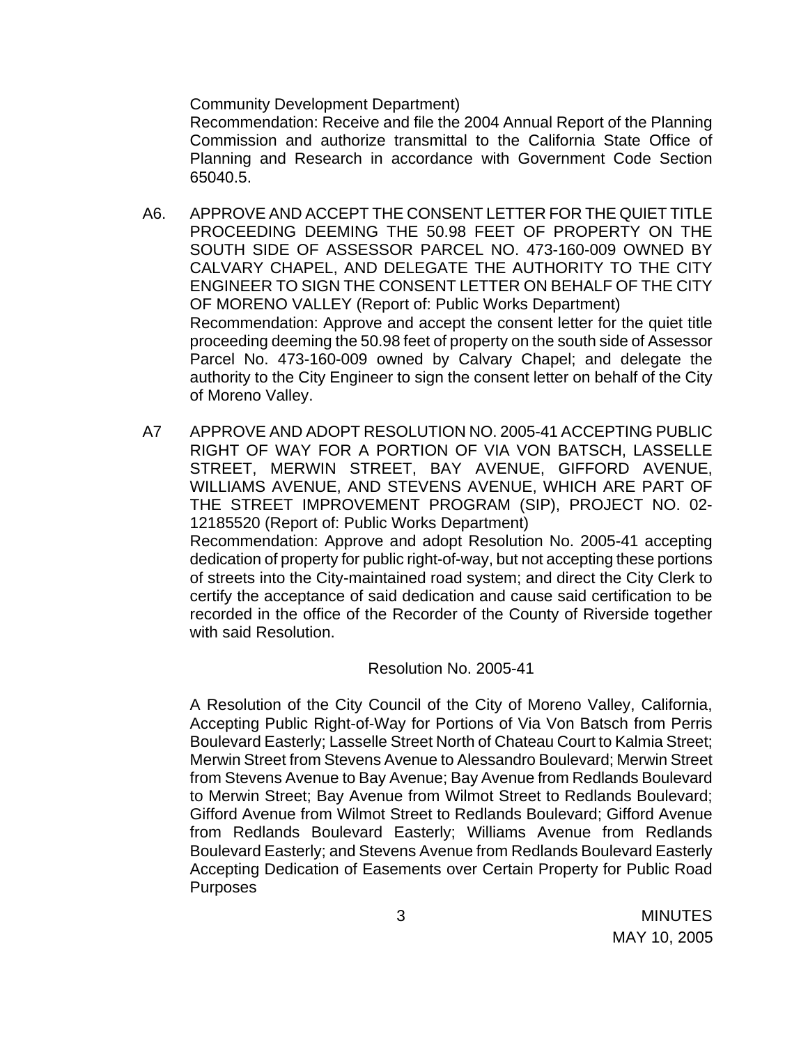Community Development Department)

Recommendation: Receive and file the 2004 Annual Report of the Planning Commission and authorize transmittal to the California State Office of Planning and Research in accordance with Government Code Section 65040.5.

A6. APPROVE AND ACCEPT THE CONSENT LETTER FOR THE QUIET TITLE PROCEEDING DEEMING THE 50.98 FEET OF PROPERTY ON THE SOUTH SIDE OF ASSESSOR PARCEL NO. 473-160-009 OWNED BY CALVARY CHAPEL, AND DELEGATE THE AUTHORITY TO THE CITY ENGINEER TO SIGN THE CONSENT LETTER ON BEHALF OF THE CITY OF MORENO VALLEY (Report of: Public Works Department)

Recommendation: Approve and accept the consent letter for the quiet title proceeding deeming the 50.98 feet of property on the south side of Assessor Parcel No. 473-160-009 owned by Calvary Chapel; and delegate the authority to the City Engineer to sign the consent letter on behalf of the City of Moreno Valley.

A7 APPROVE AND ADOPT RESOLUTION NO. 2005-41 ACCEPTING PUBLIC RIGHT OF WAY FOR A PORTION OF VIA VON BATSCH, LASSELLE STREET, MERWIN STREET, BAY AVENUE, GIFFORD AVENUE, WILLIAMS AVENUE, AND STEVENS AVENUE, WHICH ARE PART OF THE STREET IMPROVEMENT PROGRAM (SIP), PROJECT NO. 02-12185520 (Report of: Public Works Department)

Recommendation: Approve and adopt Resolution No. 2005-41 accepting dedication of property for public right-of-way, but not accepting these portions of streets into the City-maintained road system; and direct the City Clerk to certify the acceptance of said dedication and cause said certification to be recorded in the office of the Recorder of the County of Riverside together with said Resolution.

Resolution No. 2005-41

A Resolution of the City Council of the City of Moreno Valley, California, Accepting Public Right-of-Way for Portions of Via Von Batsch from Perris Boulevard Easterly; Lasselle Street North of Chateau Court to Kalmia Street; Merwin Street from Stevens Avenue to Alessandro Boulevard; Merwin Street from Stevens Avenue to Bay Avenue; Bay Avenue from Redlands Boulevard to Merwin Street; Bay Avenue from Wilmot Street to Redlands Boulevard; Gifford Avenue from Wilmot Street to Redlands Boulevard; Gifford Avenue from Redlands Boulevard Easterly; Williams Avenue from Redlands Boulevard Easterly; and Stevens Avenue from Redlands Boulevard Easterly Accepting Dedication of Easements over Certain Property for Public Road Purposes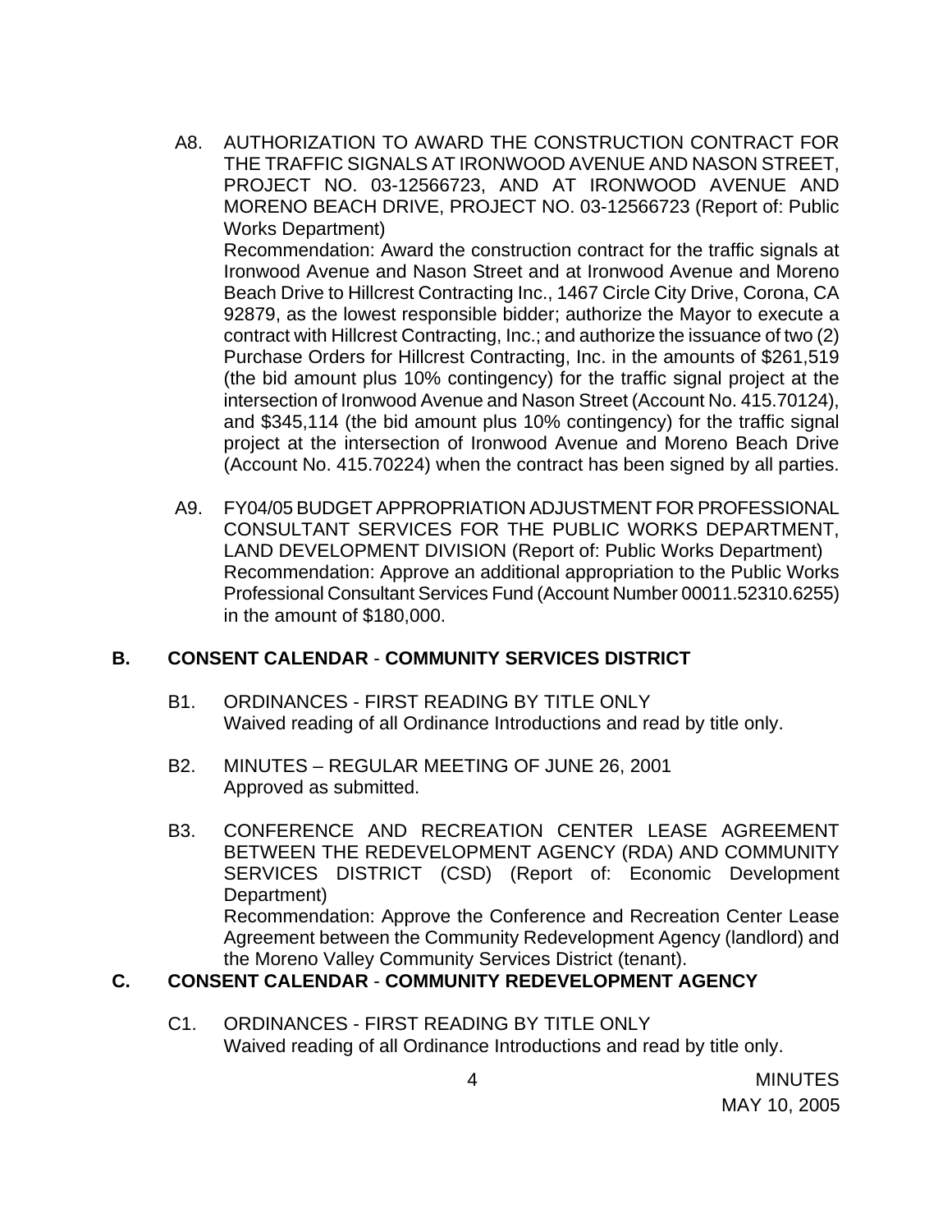A8. AUTHORIZATION TO AWARD THE CONSTRUCTION CONTRACT FOR THE TRAFFIC SIGNALS AT IRONWOOD AVENUE AND NASON STREET, PROJECT NO. 03-12566723, AND AT IRONWOOD AVENUE AND MORENO BEACH DRIVE, PROJECT NO. 03-12566723 (Report of: Public Works Department)
Recommendation: Award the construction contract for the traffic signals at Ironwood Avenue and Nason Street and at Ironwood Avenue and Moreno Beach Drive to Hillcrest Contracting Inc., 1467 Circle City Drive, Corona, CA 92879, as the lowest responsible bidder; authorize the Mayor to execute a contract with Hillcrest Contracting, Inc.; and authorize the issuance of two (2) Purchase Orders for Hillcrest Contracting, Inc. in the amounts of $261,519 (the bid amount plus 10% contingency) for the traffic signal project at the intersection of Ironwood Avenue and Nason Street (Account No. 415.70124), and $345,114 (the bid amount plus 10% contingency) for the traffic signal project at the intersection of Ironwood Avenue and Moreno Beach Drive (Account No. 415.70224) when the contract has been signed by all parties.

A9. FY04/05 BUDGET APPROPRIATION ADJUSTMENT FOR PROFESSIONAL CONSULTANT SERVICES FOR THE PUBLIC WORKS DEPARTMENT, LAND DEVELOPMENT DIVISION (Report of: Public Works Department)
Recommendation: Approve an additional appropriation to the Public Works Professional Consultant Services Fund (Account Number 00011.52310.6255) in the amount of $180,000.

## B. CONSENT CALENDAR - COMMUNITY SERVICES DISTRICT

B1. ORDINANCES - FIRST READING BY TITLE ONLY
Waived reading of all Ordinance Introductions and read by title only.

B2. MINUTES – REGULAR MEETING OF JUNE 26, 2001
Approved as submitted.

B3. CONFERENCE AND RECREATION CENTER LEASE AGREEMENT BETWEEN THE REDEVELOPMENT AGENCY (RDA) AND COMMUNITY SERVICES DISTRICT (CSD) (Report of: Economic Development Department)
Recommendation: Approve the Conference and Recreation Center Lease Agreement between the Community Redevelopment Agency (landlord) and the Moreno Valley Community Services District (tenant).

## C. CONSENT CALENDAR - COMMUNITY REDEVELOPMENT AGENCY

C1. ORDINANCES - FIRST READING BY TITLE ONLY
Waived reading of all Ordinance Introductions and read by title only.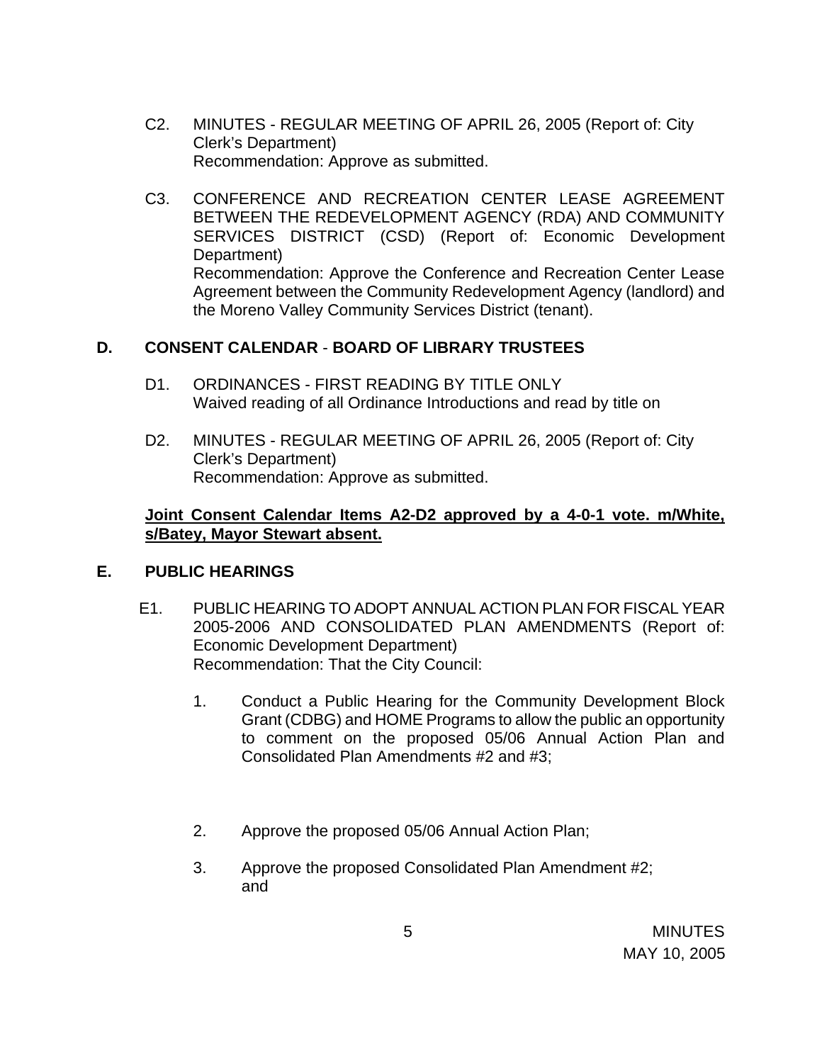C2. MINUTES - REGULAR MEETING OF APRIL 26, 2005 (Report of: City Clerk's Department)
Recommendation: Approve as submitted.

C3. CONFERENCE AND RECREATION CENTER LEASE AGREEMENT BETWEEN THE REDEVELOPMENT AGENCY (RDA) AND COMMUNITY SERVICES DISTRICT (CSD) (Report of: Economic Development Department)
Recommendation: Approve the Conference and Recreation Center Lease Agreement between the Community Redevelopment Agency (landlord) and the Moreno Valley Community Services District (tenant).

## D. CONSENT CALENDAR - BOARD OF LIBRARY TRUSTEES

D1. ORDINANCES - FIRST READING BY TITLE ONLY
Waived reading of all Ordinance Introductions and read by title on

D2. MINUTES - REGULAR MEETING OF APRIL 26, 2005 (Report of: City Clerk's Department)
Recommendation: Approve as submitted.

**Joint Consent Calendar Items A2-D2 approved by a 4-0-1 vote. m/White, s/Batey, Mayor Stewart absent.**

## E. PUBLIC HEARINGS

E1. PUBLIC HEARING TO ADOPT ANNUAL ACTION PLAN FOR FISCAL YEAR 2005-2006 AND CONSOLIDATED PLAN AMENDMENTS (Report of: Economic Development Department)
Recommendation: That the City Council:

1. Conduct a Public Hearing for the Community Development Block Grant (CDBG) and HOME Programs to allow the public an opportunity to comment on the proposed 05/06 Annual Action Plan and Consolidated Plan Amendments #2 and #3;

2. Approve the proposed 05/06 Annual Action Plan;

3. Approve the proposed Consolidated Plan Amendment #2; and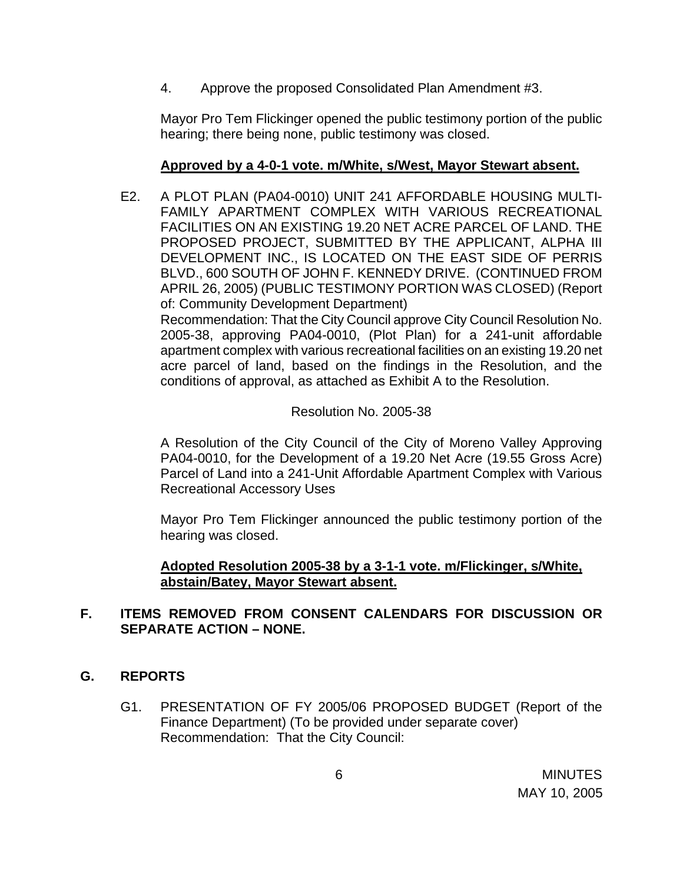4. Approve the proposed Consolidated Plan Amendment #3.

Mayor Pro Tem Flickinger opened the public testimony portion of the public hearing; there being none, public testimony was closed.

**Approved by a 4-0-1 vote. m/White, s/West, Mayor Stewart absent.**

E2. A PLOT PLAN (PA04-0010) UNIT 241 AFFORDABLE HOUSING MULTI-FAMILY APARTMENT COMPLEX WITH VARIOUS RECREATIONAL FACILITIES ON AN EXISTING 19.20 NET ACRE PARCEL OF LAND. THE PROPOSED PROJECT, SUBMITTED BY THE APPLICANT, ALPHA III DEVELOPMENT INC., IS LOCATED ON THE EAST SIDE OF PERRIS BLVD., 600 SOUTH OF JOHN F. KENNEDY DRIVE. (CONTINUED FROM APRIL 26, 2005) (PUBLIC TESTIMONY PORTION WAS CLOSED) (Report of: Community Development Department)
Recommendation: That the City Council approve City Council Resolution No. 2005-38, approving PA04-0010, (Plot Plan) for a 241-unit affordable apartment complex with various recreational facilities on an existing 19.20 net acre parcel of land, based on the findings in the Resolution, and the conditions of approval, as attached as Exhibit A to the Resolution.

Resolution No. 2005-38

A Resolution of the City Council of the City of Moreno Valley Approving PA04-0010, for the Development of a 19.20 Net Acre (19.55 Gross Acre) Parcel of Land into a 241-Unit Affordable Apartment Complex with Various Recreational Accessory Uses

Mayor Pro Tem Flickinger announced the public testimony portion of the hearing was closed.

**Adopted Resolution 2005-38 by a 3-1-1 vote. m/Flickinger, s/White, abstain/Batey, Mayor Stewart absent.**

## F. ITEMS REMOVED FROM CONSENT CALENDARS FOR DISCUSSION OR SEPARATE ACTION – NONE.

## G. REPORTS

G1. PRESENTATION OF FY 2005/06 PROPOSED BUDGET (Report of the Finance Department) (To be provided under separate cover)
Recommendation: That the City Council: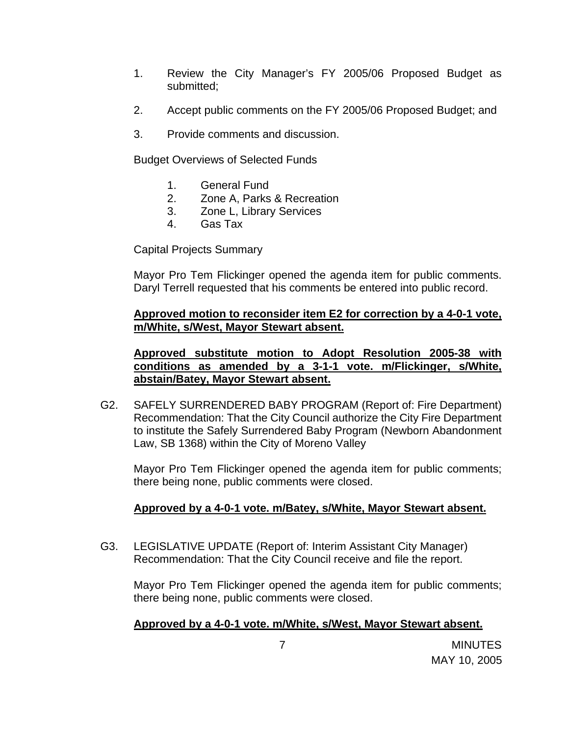1. Review the City Manager's FY 2005/06 Proposed Budget as submitted;

2. Accept public comments on the FY 2005/06 Proposed Budget; and

3. Provide comments and discussion.

Budget Overviews of Selected Funds

1. General Fund
2. Zone A, Parks & Recreation
3. Zone L, Library Services
4. Gas Tax

Capital Projects Summary

Mayor Pro Tem Flickinger opened the agenda item for public comments. Daryl Terrell requested that his comments be entered into public record.

**Approved motion to reconsider item E2 for correction by a 4-0-1 vote, m/White, s/West, Mayor Stewart absent.**

**Approved substitute motion to Adopt Resolution 2005-38 with conditions as amended by a 3-1-1 vote. m/Flickinger, s/White, abstain/Batey, Mayor Stewart absent.**

G2. SAFELY SURRENDERED BABY PROGRAM (Report of: Fire Department) Recommendation: That the City Council authorize the City Fire Department to institute the Safely Surrendered Baby Program (Newborn Abandonment Law, SB 1368) within the City of Moreno Valley

Mayor Pro Tem Flickinger opened the agenda item for public comments; there being none, public comments were closed.

**Approved by a 4-0-1 vote. m/Batey, s/White, Mayor Stewart absent.**

G3. LEGISLATIVE UPDATE (Report of: Interim Assistant City Manager) Recommendation: That the City Council receive and file the report.

Mayor Pro Tem Flickinger opened the agenda item for public comments; there being none, public comments were closed.

**Approved by a 4-0-1 vote. m/White, s/West, Mayor Stewart absent.**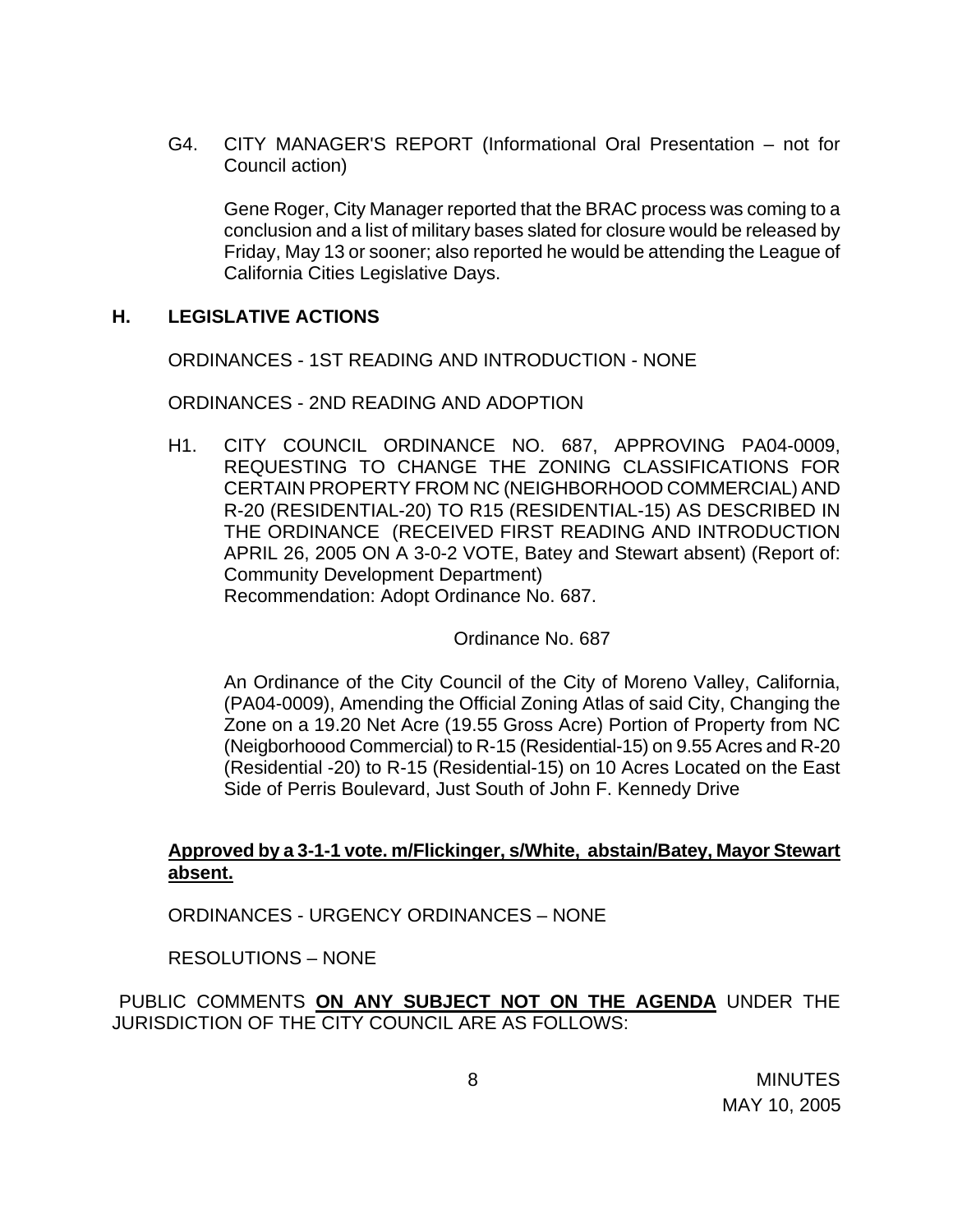G4. CITY MANAGER'S REPORT (Informational Oral Presentation – not for Council action)

Gene Roger, City Manager reported that the BRAC process was coming to a conclusion and a list of military bases slated for closure would be released by Friday, May 13 or sooner; also reported he would be attending the League of California Cities Legislative Days.

## H. LEGISLATIVE ACTIONS

ORDINANCES - 1ST READING AND INTRODUCTION - NONE

ORDINANCES - 2ND READING AND ADOPTION

H1. CITY COUNCIL ORDINANCE NO. 687, APPROVING PA04-0009, REQUESTING TO CHANGE THE ZONING CLASSIFICATIONS FOR CERTAIN PROPERTY FROM NC (NEIGHBORHOOD COMMERCIAL) AND R-20 (RESIDENTIAL-20) TO R15 (RESIDENTIAL-15) AS DESCRIBED IN THE ORDINANCE (RECEIVED FIRST READING AND INTRODUCTION APRIL 26, 2005 ON A 3-0-2 VOTE, Batey and Stewart absent) (Report of: Community Development Department)
Recommendation: Adopt Ordinance No. 687.

Ordinance No. 687

An Ordinance of the City Council of the City of Moreno Valley, California, (PA04-0009), Amending the Official Zoning Atlas of said City, Changing the Zone on a 19.20 Net Acre (19.55 Gross Acre) Portion of Property from NC (Neigborhoood Commercial) to R-15 (Residential-15) on 9.55 Acres and R-20 (Residential -20) to R-15 (Residential-15) on 10 Acres Located on the East Side of Perris Boulevard, Just South of John F. Kennedy Drive

**Approved by a 3-1-1 vote. m/Flickinger, s/White, abstain/Batey, Mayor Stewart absent.**

ORDINANCES - URGENCY ORDINANCES – NONE

RESOLUTIONS – NONE

PUBLIC COMMENTS **ON ANY SUBJECT NOT ON THE AGENDA** UNDER THE JURISDICTION OF THE CITY COUNCIL ARE AS FOLLOWS: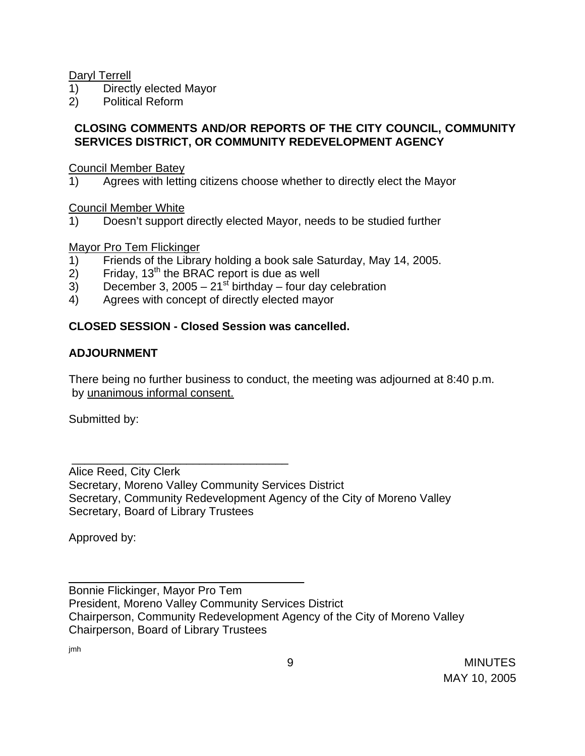Daryl Terrell

1) Directly elected Mayor
2) Political Reform

**CLOSING COMMENTS AND/OR REPORTS OF THE CITY COUNCIL, COMMUNITY SERVICES DISTRICT, OR COMMUNITY REDEVELOPMENT AGENCY**

Council Member Batey

1) Agrees with letting citizens choose whether to directly elect the Mayor

Council Member White

1) Doesn't support directly elected Mayor, needs to be studied further

Mayor Pro Tem Flickinger

1) Friends of the Library holding a book sale Saturday, May 14, 2005.
2) Friday, 13th the BRAC report is due as well
3) December 3, 2005 – 21st birthday – four day celebration
4) Agrees with concept of directly elected mayor

**CLOSED SESSION - Closed Session was cancelled.**

**ADJOURNMENT**

There being no further business to conduct, the meeting was adjourned at 8:40 p.m. by unanimous informal consent.

Submitted by:

\_\_\_\_\_\_\_\_\_\_\_\_\_\_\_\_\_\_\_\_\_\_\_\_\_\_\_\_\_\_\_\_\_\_\_

Alice Reed, City Clerk
Secretary, Moreno Valley Community Services District
Secretary, Community Redevelopment Agency of the City of Moreno Valley
Secretary, Board of Library Trustees

Approved by:

\_\_\_\_\_\_\_\_\_\_\_\_\_\_\_\_\_\_\_\_\_\_\_\_\_\_\_\_\_\_\_\_\_\_\_

Bonnie Flickinger, Mayor Pro Tem
President, Moreno Valley Community Services District
Chairperson, Community Redevelopment Agency of the City of Moreno Valley
Chairperson, Board of Library Trustees

jmh